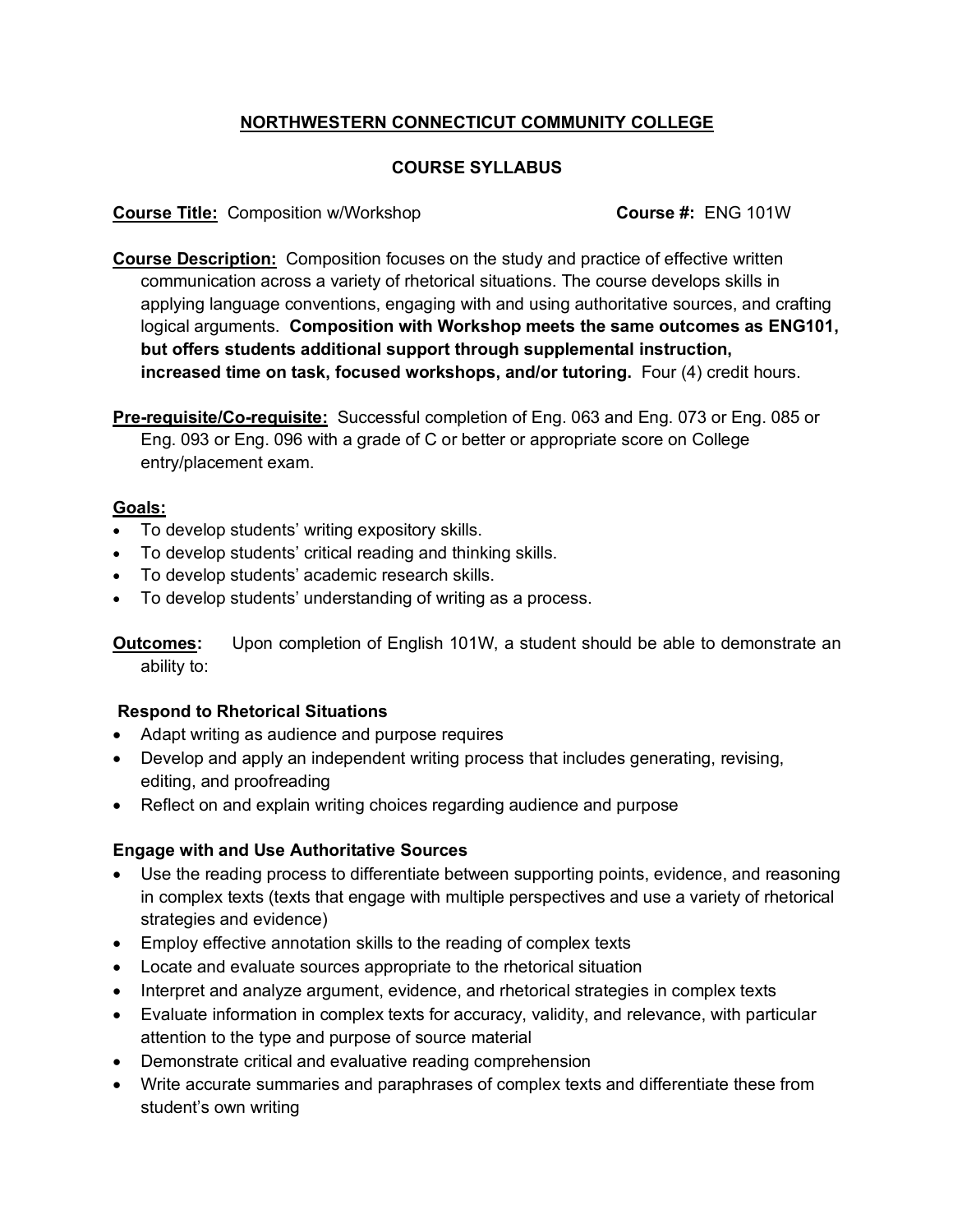# NORTHWESTERN CONNECTICUT COMMUNITY COLLEGE

## COURSE SYLLABUS

**Course Title:** Composition w/Workshop **Course #:** ENG 101W

**Course Description:** Composition focuses on the study and practice of effective written communication across a variety of rhetorical situations. The course develops skills in applying language conventions, engaging with and using authoritative sources, and crafting logical arguments. **Composition with Workshop meets the same outcomes as ENG101, but offers students additional support through supplemental instruction, increased time on task, focused workshops, and/or tutoring.** Four (4) credit hours.

**Pre-requisite/Co-requisite:** Successful completion of Eng. 063 and Eng. 073 or Eng. 085 or Eng. 093 or Eng. 096 with a grade of C or better or appropriate score on College entry/placement exam.

**Goals:**

- To develop students' writing expository skills.
- To develop students' critical reading and thinking skills.
- To develop students' academic research skills.
- To develop students' understanding of writing as a process.

**Outcomes:** Upon completion of English 101W, a student should be able to demonstrate an ability to:

**Respond to Rhetorical Situations**

- Adapt writing as audience and purpose requires
- Develop and apply an independent writing process that includes generating, revising, editing, and proofreading
- Reflect on and explain writing choices regarding audience and purpose

**Engage with and Use Authoritative Sources**

- Use the reading process to differentiate between supporting points, evidence, and reasoning in complex texts (texts that engage with multiple perspectives and use a variety of rhetorical strategies and evidence)
- Employ effective annotation skills to the reading of complex texts
- Locate and evaluate sources appropriate to the rhetorical situation
- Interpret and analyze argument, evidence, and rhetorical strategies in complex texts
- Evaluate information in complex texts for accuracy, validity, and relevance, with particular attention to the type and purpose of source material
- Demonstrate critical and evaluative reading comprehension
- Write accurate summaries and paraphrases of complex texts and differentiate these from student's own writing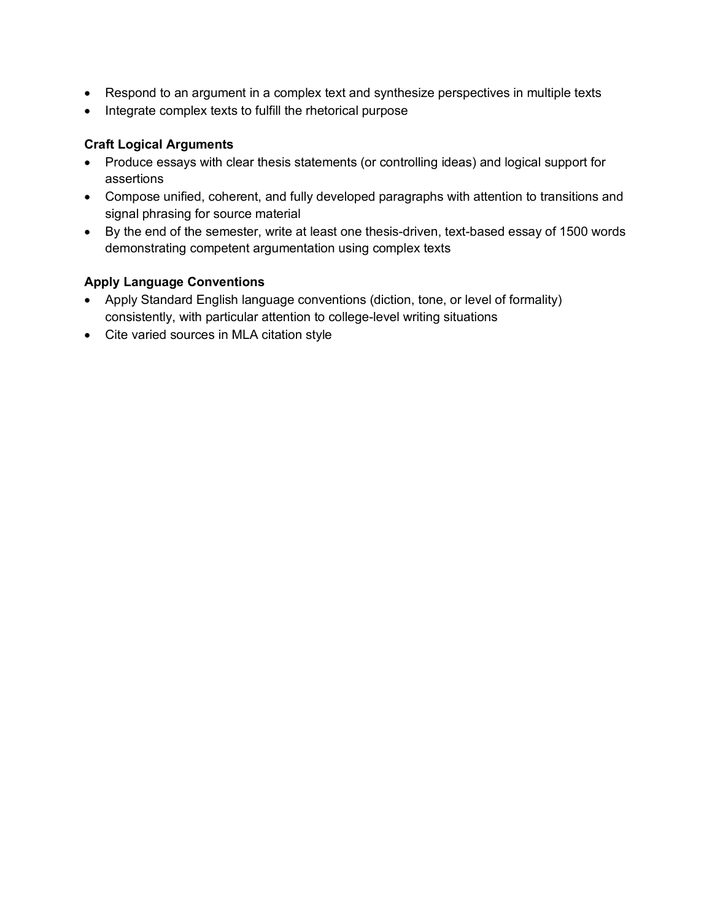- Respond to an argument in a complex text and synthesize perspectives in multiple texts
- Integrate complex texts to fulfill the rhetorical purpose

**Craft Logical Arguments**

- Produce essays with clear thesis statements (or controlling ideas) and logical support for assertions
- Compose unified, coherent, and fully developed paragraphs with attention to transitions and signal phrasing for source material
- By the end of the semester, write at least one thesis-driven, text-based essay of 1500 words demonstrating competent argumentation using complex texts

**Apply Language Conventions**

- Apply Standard English language conventions (diction, tone, or level of formality) consistently, with particular attention to college-level writing situations
- Cite varied sources in MLA citation style